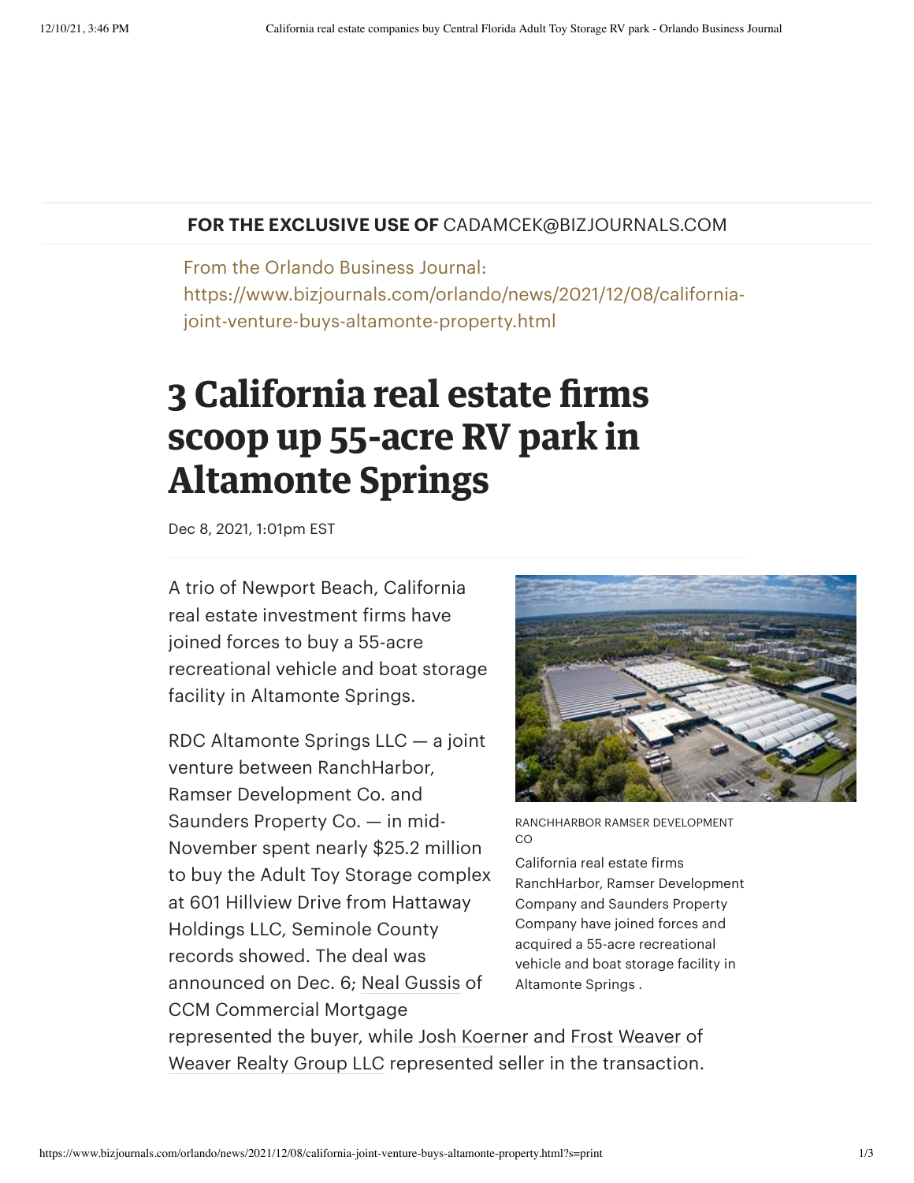**FOR THE EXCLUSIVE USE OF** CADAMCEK@BIZJOURNALS.COM

From the Orlando Business Journal:
https://www.bizjournals.com/orlando/news/2021/12/08/california-joint-venture-buys-altamonte-property.html

# 3 California real estate firms scoop up 55-acre RV park in Altamonte Springs

Dec 8, 2021, 1:01pm EST

A trio of Newport Beach, California real estate investment firms have joined forces to buy a 55-acre recreational vehicle and boat storage facility in Altamonte Springs.

RANCHHARBOR RAMSER DEVELOPMENT CO

California real estate firms RanchHarbor, Ramser Development Company and Saunders Property Company have joined forces and acquired a 55-acre recreational vehicle and boat storage facility in Altamonte Springs .

RDC Altamonte Springs LLC — a joint venture between RanchHarbor, Ramser Development Co. and Saunders Property Co. — in mid-November spent nearly $25.2 million to buy the Adult Toy Storage complex at 601 Hillview Drive from Hattaway Holdings LLC, Seminole County records showed. The deal was announced on Dec. 6; Neal Gussis of CCM Commercial Mortgage represented the buyer, while Josh Koerner and Frost Weaver of Weaver Realty Group LLC represented seller in the transaction.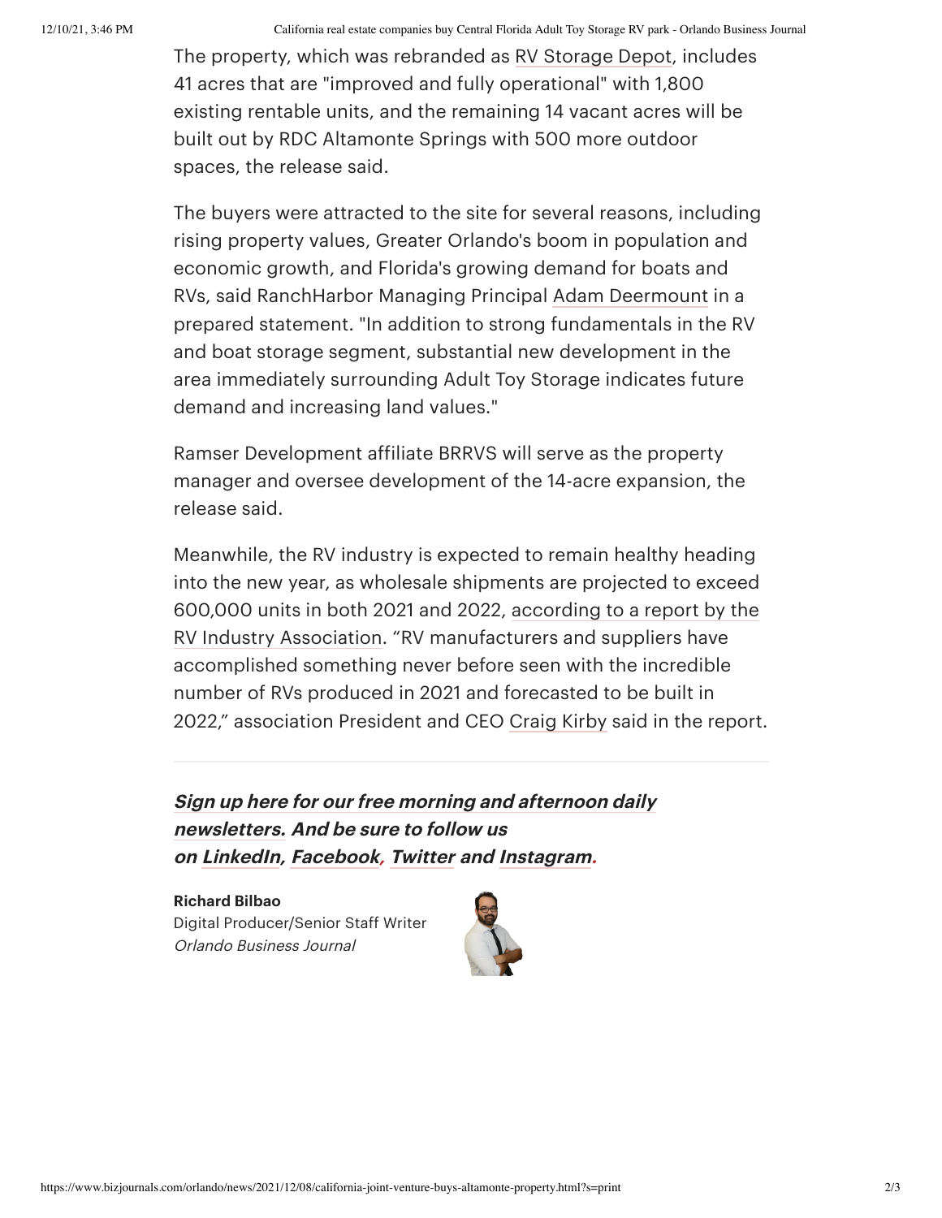The property, which was rebranded as RV Storage Depot, includes 41 acres that are "improved and fully operational" with 1,800 existing rentable units, and the remaining 14 vacant acres will be built out by RDC Altamonte Springs with 500 more outdoor spaces, the release said.

The buyers were attracted to the site for several reasons, including rising property values, Greater Orlando's boom in population and economic growth, and Florida's growing demand for boats and RVs, said RanchHarbor Managing Principal Adam Deermount in a prepared statement. "In addition to strong fundamentals in the RV and boat storage segment, substantial new development in the area immediately surrounding Adult Toy Storage indicates future demand and increasing land values."

Ramser Development affiliate BRRVS will serve as the property manager and oversee development of the 14-acre expansion, the release said.

Meanwhile, the RV industry is expected to remain healthy heading into the new year, as wholesale shipments are projected to exceed 600,000 units in both 2021 and 2022, according to a report by the RV Industry Association. “RV manufacturers and suppliers have accomplished something never before seen with the incredible number of RVs produced in 2021 and forecasted to be built in 2022,” association President and CEO Craig Kirby said in the report.

---

***Sign up here for our free morning and afternoon daily newsletters. And be sure to follow us on LinkedIn, Facebook, Twitter and Instagram.***

**Richard Bilbao**
Digital Producer/Senior Staff Writer
*Orlando Business Journal*